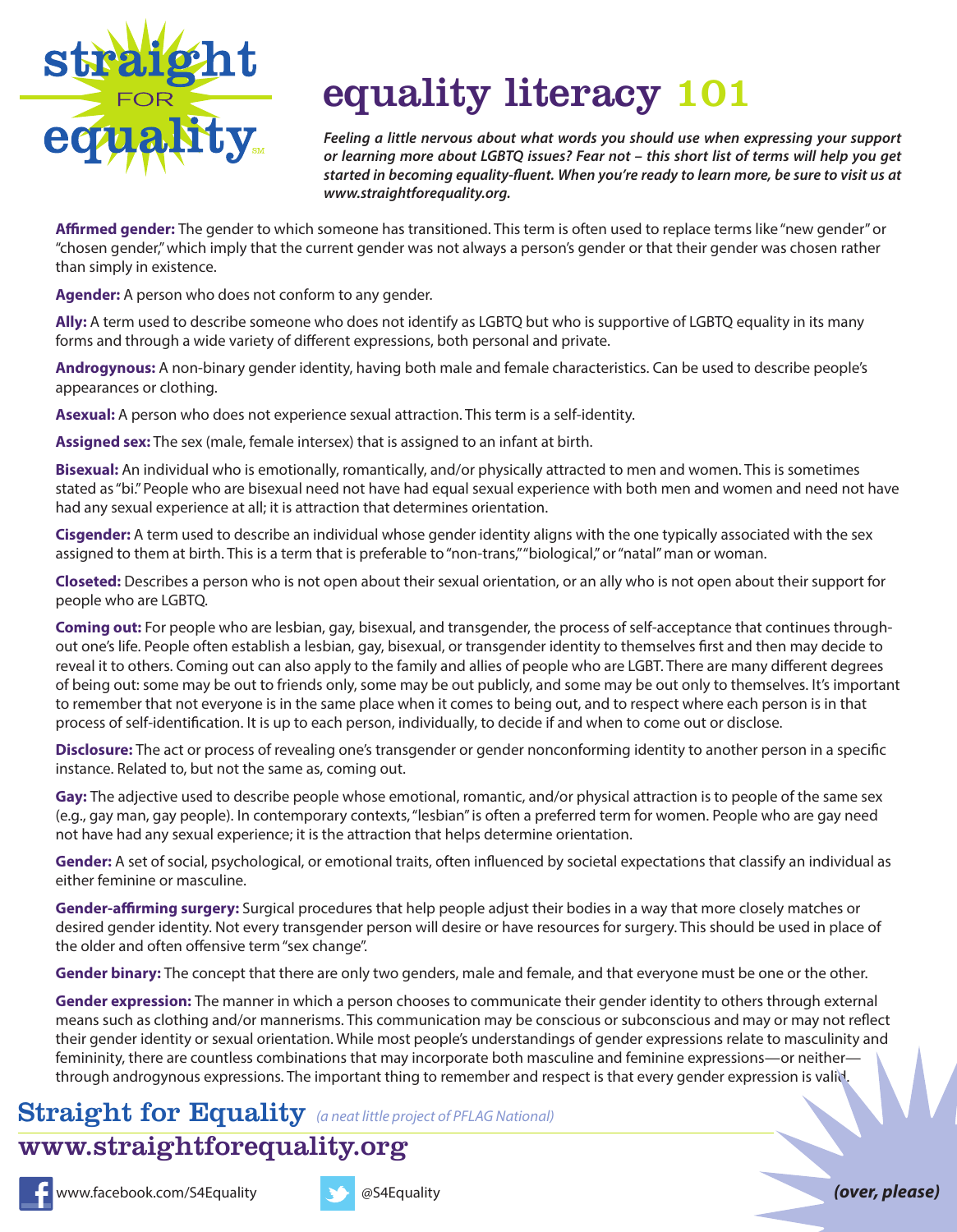# straight FOR equality

# equality literacy 101

***Feeling a little nervous about what words you should use when expressing your support or learning more about LGBTQ issues? Fear not – this short list of terms will help you get started in becoming equality-fluent. When you're ready to learn more, be sure to visit us at www.straightforequality.org.***

**Affirmed gender:** The gender to which someone has transitioned. This term is often used to replace terms like "new gender" or "chosen gender," which imply that the current gender was not always a person's gender or that their gender was chosen rather than simply in existence.

**Agender:** A person who does not conform to any gender.

**Ally:** A term used to describe someone who does not identify as LGBTQ but who is supportive of LGBTQ equality in its many forms and through a wide variety of different expressions, both personal and private.

**Androgynous:** A non-binary gender identity, having both male and female characteristics. Can be used to describe people's appearances or clothing.

**Asexual:** A person who does not experience sexual attraction. This term is a self-identity.

**Assigned sex:** The sex (male, female intersex) that is assigned to an infant at birth.

**Bisexual:** An individual who is emotionally, romantically, and/or physically attracted to men and women. This is sometimes stated as "bi." People who are bisexual need not have had equal sexual experience with both men and women and need not have had any sexual experience at all; it is attraction that determines orientation.

**Cisgender:** A term used to describe an individual whose gender identity aligns with the one typically associated with the sex assigned to them at birth. This is a term that is preferable to "non-trans," "biological," or "natal" man or woman.

**Closeted:** Describes a person who is not open about their sexual orientation, or an ally who is not open about their support for people who are LGBTQ.

**Coming out:** For people who are lesbian, gay, bisexual, and transgender, the process of self-acceptance that continues throughout one's life. People often establish a lesbian, gay, bisexual, or transgender identity to themselves first and then may decide to reveal it to others. Coming out can also apply to the family and allies of people who are LGBT. There are many different degrees of being out: some may be out to friends only, some may be out publicly, and some may be out only to themselves. It's important to remember that not everyone is in the same place when it comes to being out, and to respect where each person is in that process of self-identification. It is up to each person, individually, to decide if and when to come out or disclose.

**Disclosure:** The act or process of revealing one's transgender or gender nonconforming identity to another person in a specific instance. Related to, but not the same as, coming out.

**Gay:** The adjective used to describe people whose emotional, romantic, and/or physical attraction is to people of the same sex (e.g., gay man, gay people). In contemporary contexts, "lesbian" is often a preferred term for women. People who are gay need not have had any sexual experience; it is the attraction that helps determine orientation.

**Gender:** A set of social, psychological, or emotional traits, often influenced by societal expectations that classify an individual as either feminine or masculine.

**Gender-affirming surgery:** Surgical procedures that help people adjust their bodies in a way that more closely matches or desired gender identity. Not every transgender person will desire or have resources for surgery. This should be used in place of the older and often offensive term "sex change".

**Gender binary:** The concept that there are only two genders, male and female, and that everyone must be one or the other.

**Gender expression:** The manner in which a person chooses to communicate their gender identity to others through external means such as clothing and/or mannerisms. This communication may be conscious or subconscious and may or may not reflect their gender identity or sexual orientation. While most people's understandings of gender expressions relate to masculinity and femininity, there are countless combinations that may incorporate both masculine and feminine expressions—or neither—through androgynous expressions. The important thing to remember and respect is that every gender expression is valid.

**Straight for Equality** *(a neat little project of PFLAG National)*

**www.straightforequality.org**

www.facebook.com/S4Equality

@S4Equality

***(over, please)***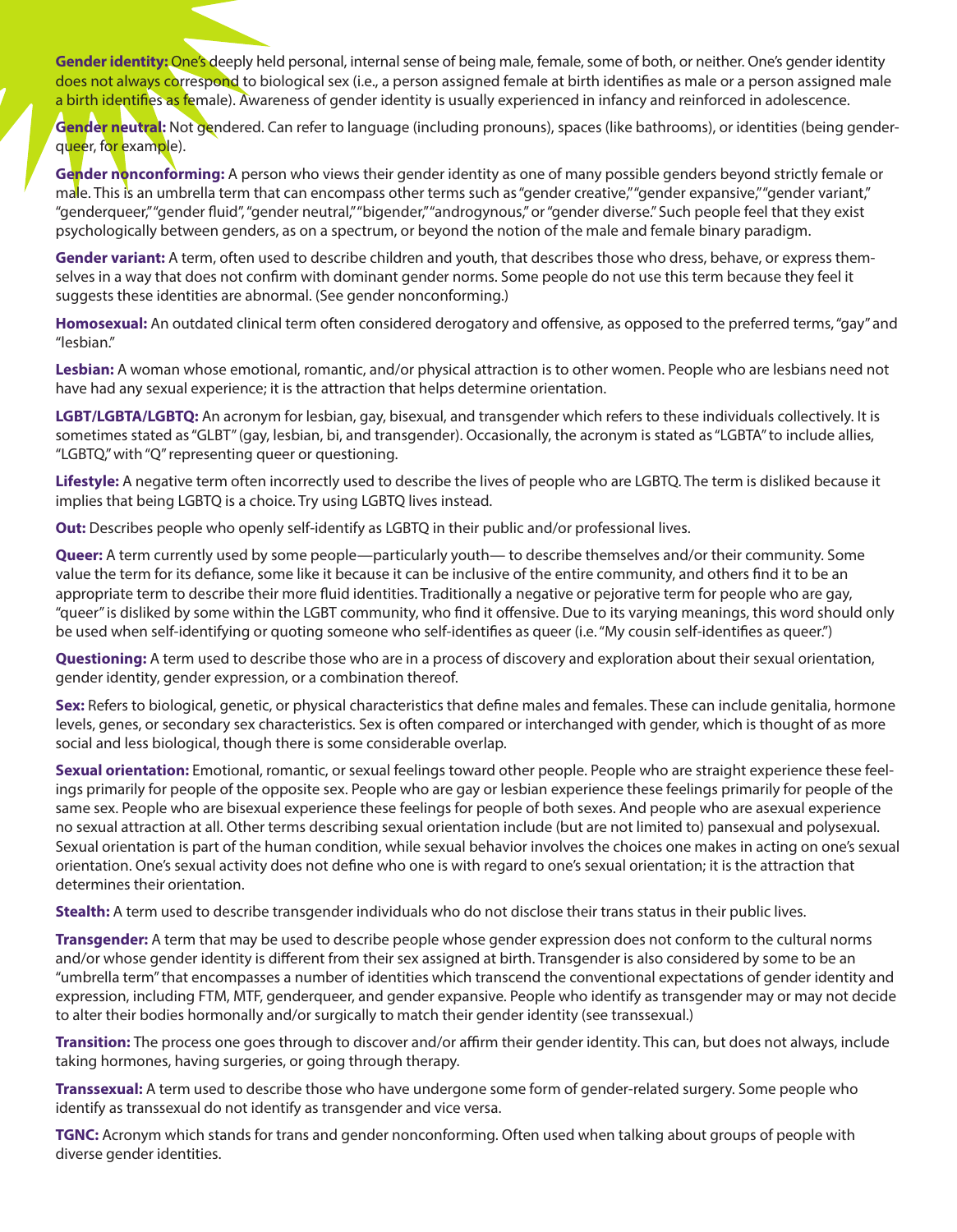**Gender identity:** One's deeply held personal, internal sense of being male, female, some of both, or neither. One's gender identity does not always correspond to biological sex (i.e., a person assigned female at birth identifies as male or a person assigned male a birth identifies as female). Awareness of gender identity is usually experienced in infancy and reinforced in adolescence.

**Gender neutral:** Not gendered. Can refer to language (including pronouns), spaces (like bathrooms), or identities (being genderqueer, for example).

**Gender nonconforming:** A person who views their gender identity as one of many possible genders beyond strictly female or male. This is an umbrella term that can encompass other terms such as "gender creative," "gender expansive," "gender variant," "genderqueer," "gender fluid", "gender neutral," "bigender," "androgynous," or "gender diverse." Such people feel that they exist psychologically between genders, as on a spectrum, or beyond the notion of the male and female binary paradigm.

**Gender variant:** A term, often used to describe children and youth, that describes those who dress, behave, or express themselves in a way that does not confirm with dominant gender norms. Some people do not use this term because they feel it suggests these identities are abnormal. (See gender nonconforming.)

**Homosexual:** An outdated clinical term often considered derogatory and offensive, as opposed to the preferred terms, "gay" and "lesbian."

**Lesbian:** A woman whose emotional, romantic, and/or physical attraction is to other women. People who are lesbians need not have had any sexual experience; it is the attraction that helps determine orientation.

**LGBT/LGBTA/LGBTQ:** An acronym for lesbian, gay, bisexual, and transgender which refers to these individuals collectively. It is sometimes stated as "GLBT" (gay, lesbian, bi, and transgender). Occasionally, the acronym is stated as "LGBTA" to include allies, "LGBTQ," with "Q" representing queer or questioning.

**Lifestyle:** A negative term often incorrectly used to describe the lives of people who are LGBTQ. The term is disliked because it implies that being LGBTQ is a choice. Try using LGBTQ lives instead.

**Out:** Describes people who openly self-identify as LGBTQ in their public and/or professional lives.

**Queer:** A term currently used by some people—particularly youth— to describe themselves and/or their community. Some value the term for its defiance, some like it because it can be inclusive of the entire community, and others find it to be an appropriate term to describe their more fluid identities. Traditionally a negative or pejorative term for people who are gay, "queer" is disliked by some within the LGBT community, who find it offensive. Due to its varying meanings, this word should only be used when self-identifying or quoting someone who self-identifies as queer (i.e. "My cousin self-identifies as queer.")

**Questioning:** A term used to describe those who are in a process of discovery and exploration about their sexual orientation, gender identity, gender expression, or a combination thereof.

**Sex:** Refers to biological, genetic, or physical characteristics that define males and females. These can include genitalia, hormone levels, genes, or secondary sex characteristics. Sex is often compared or interchanged with gender, which is thought of as more social and less biological, though there is some considerable overlap.

**Sexual orientation:** Emotional, romantic, or sexual feelings toward other people. People who are straight experience these feelings primarily for people of the opposite sex. People who are gay or lesbian experience these feelings primarily for people of the same sex. People who are bisexual experience these feelings for people of both sexes. And people who are asexual experience no sexual attraction at all. Other terms describing sexual orientation include (but are not limited to) pansexual and polysexual. Sexual orientation is part of the human condition, while sexual behavior involves the choices one makes in acting on one's sexual orientation. One's sexual activity does not define who one is with regard to one's sexual orientation; it is the attraction that determines their orientation.

**Stealth:** A term used to describe transgender individuals who do not disclose their trans status in their public lives.

**Transgender:** A term that may be used to describe people whose gender expression does not conform to the cultural norms and/or whose gender identity is different from their sex assigned at birth. Transgender is also considered by some to be an "umbrella term" that encompasses a number of identities which transcend the conventional expectations of gender identity and expression, including FTM, MTF, genderqueer, and gender expansive. People who identify as transgender may or may not decide to alter their bodies hormonally and/or surgically to match their gender identity (see transsexual.)

**Transition:** The process one goes through to discover and/or affirm their gender identity. This can, but does not always, include taking hormones, having surgeries, or going through therapy.

**Transsexual:** A term used to describe those who have undergone some form of gender-related surgery. Some people who identify as transsexual do not identify as transgender and vice versa.

**TGNC:** Acronym which stands for trans and gender nonconforming. Often used when talking about groups of people with diverse gender identities.